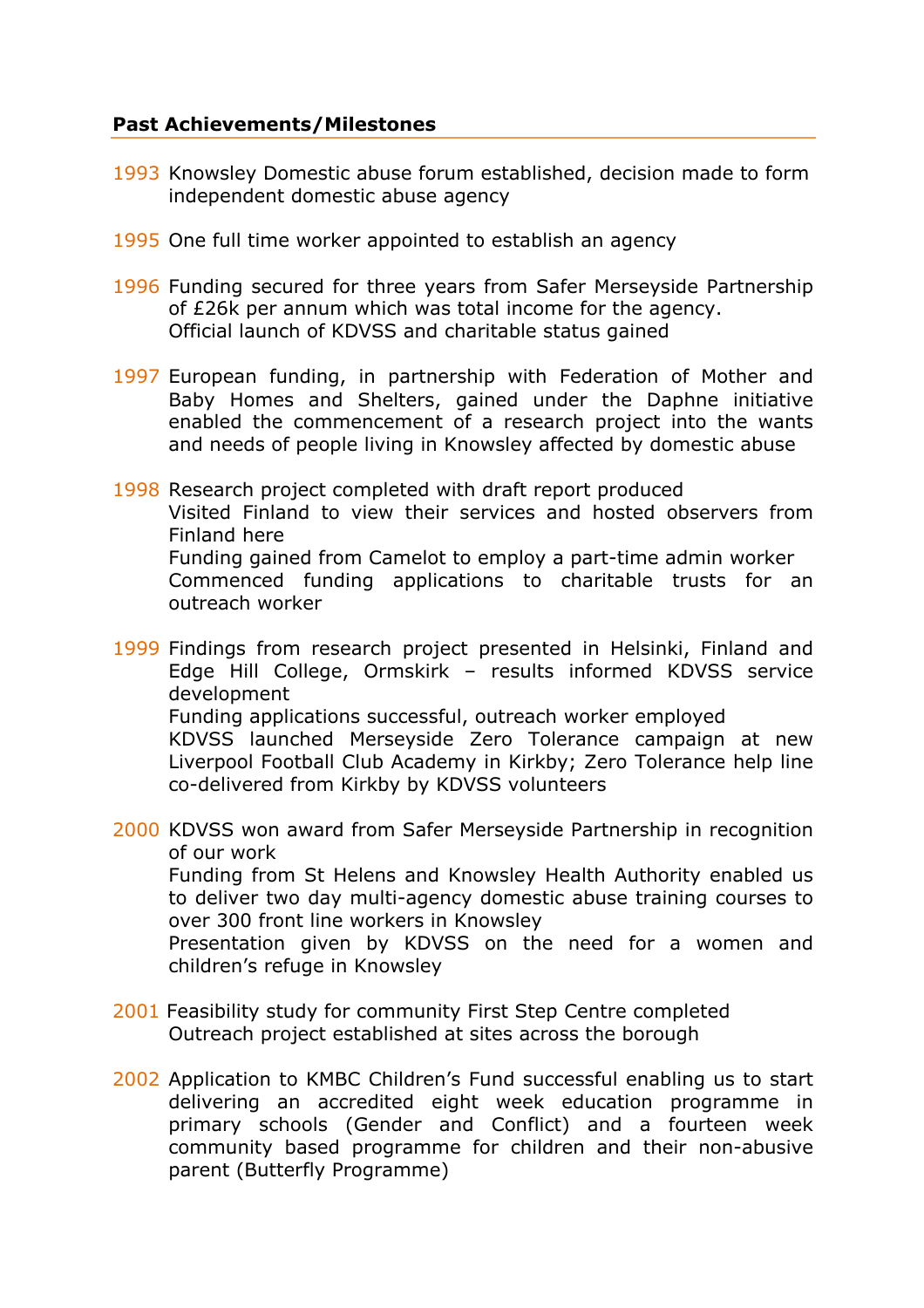**Past Achievements/Milestones**

1993 Knowsley Domestic abuse forum established, decision made to form independent domestic abuse agency

1995 One full time worker appointed to establish an agency

1996 Funding secured for three years from Safer Merseyside Partnership of £26k per annum which was total income for the agency.
Official launch of KDVSS and charitable status gained

1997 European funding, in partnership with Federation of Mother and Baby Homes and Shelters, gained under the Daphne initiative enabled the commencement of a research project into the wants and needs of people living in Knowsley affected by domestic abuse

1998 Research project completed with draft report produced
Visited Finland to view their services and hosted observers from Finland here
Funding gained from Camelot to employ a part-time admin worker
Commenced funding applications to charitable trusts for an outreach worker

1999 Findings from research project presented in Helsinki, Finland and Edge Hill College, Ormskirk – results informed KDVSS service development
Funding applications successful, outreach worker employed
KDVSS launched Merseyside Zero Tolerance campaign at new Liverpool Football Club Academy in Kirkby; Zero Tolerance help line co-delivered from Kirkby by KDVSS volunteers

2000 KDVSS won award from Safer Merseyside Partnership in recognition of our work
Funding from St Helens and Knowsley Health Authority enabled us to deliver two day multi-agency domestic abuse training courses to over 300 front line workers in Knowsley
Presentation given by KDVSS on the need for a women and children's refuge in Knowsley

2001 Feasibility study for community First Step Centre completed
Outreach project established at sites across the borough

2002 Application to KMBC Children's Fund successful enabling us to start delivering an accredited eight week education programme in primary schools (Gender and Conflict) and a fourteen week community based programme for children and their non-abusive parent (Butterfly Programme)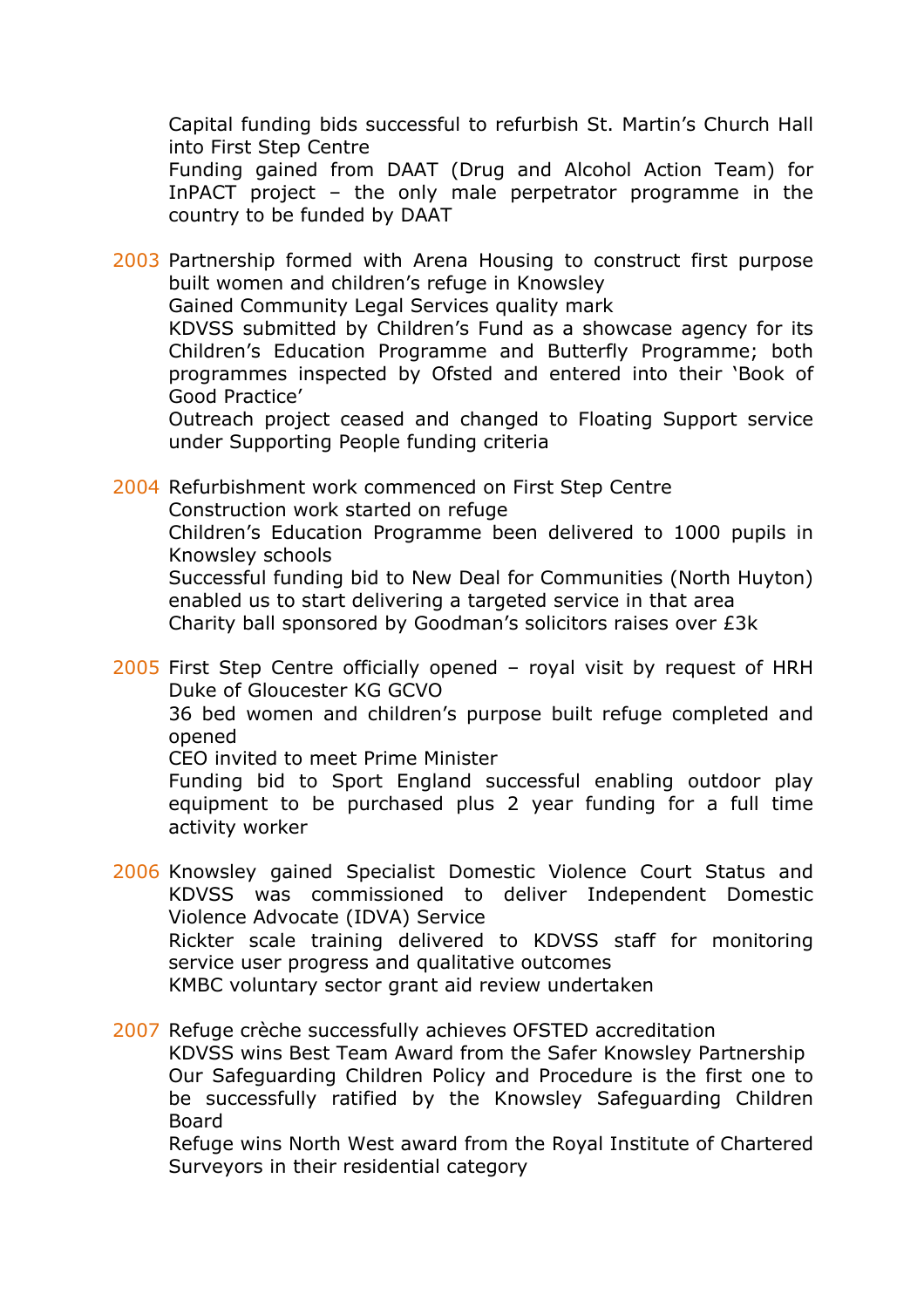Capital funding bids successful to refurbish St. Martin's Church Hall into First Step Centre

Funding gained from DAAT (Drug and Alcohol Action Team) for InPACT project – the only male perpetrator programme in the country to be funded by DAAT

**2003** Partnership formed with Arena Housing to construct first purpose built women and children's refuge in Knowsley

Gained Community Legal Services quality mark

KDVSS submitted by Children's Fund as a showcase agency for its Children's Education Programme and Butterfly Programme; both programmes inspected by Ofsted and entered into their 'Book of Good Practice'

Outreach project ceased and changed to Floating Support service under Supporting People funding criteria

**2004** Refurbishment work commenced on First Step Centre

Construction work started on refuge

Children's Education Programme been delivered to 1000 pupils in Knowsley schools

Successful funding bid to New Deal for Communities (North Huyton) enabled us to start delivering a targeted service in that area

Charity ball sponsored by Goodman's solicitors raises over £3k

**2005** First Step Centre officially opened – royal visit by request of HRH Duke of Gloucester KG GCVO

36 bed women and children's purpose built refuge completed and opened

CEO invited to meet Prime Minister

Funding bid to Sport England successful enabling outdoor play equipment to be purchased plus 2 year funding for a full time activity worker

**2006** Knowsley gained Specialist Domestic Violence Court Status and KDVSS was commissioned to deliver Independent Domestic Violence Advocate (IDVA) Service

Rickter scale training delivered to KDVSS staff for monitoring service user progress and qualitative outcomes

KMBC voluntary sector grant aid review undertaken

**2007** Refuge crèche successfully achieves OFSTED accreditation

KDVSS wins Best Team Award from the Safer Knowsley Partnership

Our Safeguarding Children Policy and Procedure is the first one to be successfully ratified by the Knowsley Safeguarding Children Board

Refuge wins North West award from the Royal Institute of Chartered Surveyors in their residential category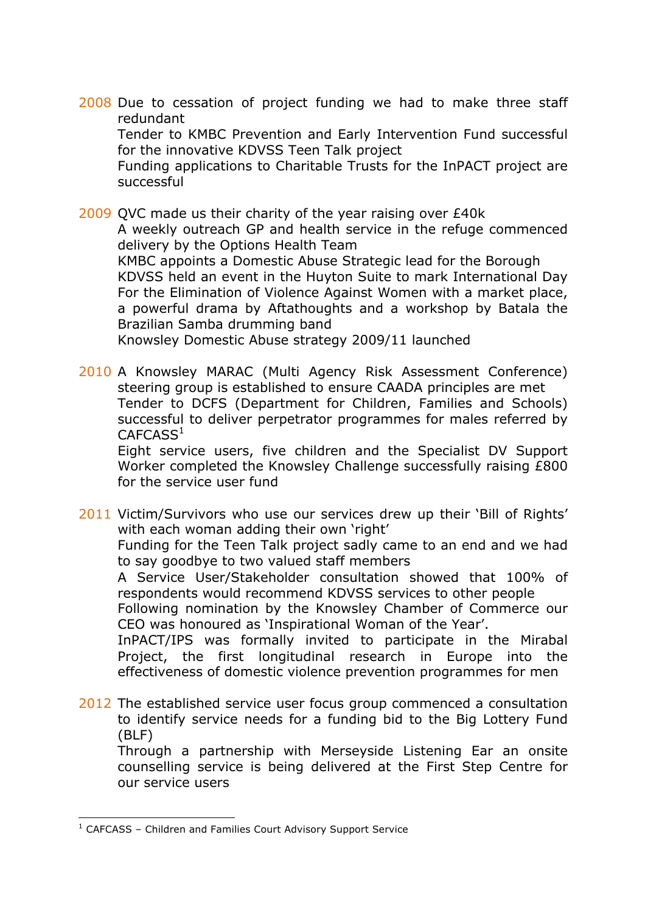**2008** Due to cessation of project funding we had to make three staff redundant

Tender to KMBC Prevention and Early Intervention Fund successful for the innovative KDVSS Teen Talk project

Funding applications to Charitable Trusts for the InPACT project are successful

**2009** QVC made us their charity of the year raising over £40k

A weekly outreach GP and health service in the refuge commenced delivery by the Options Health Team

KMBC appoints a Domestic Abuse Strategic lead for the Borough

KDVSS held an event in the Huyton Suite to mark International Day For the Elimination of Violence Against Women with a market place, a powerful drama by Aftathougts and a workshop by Batala the Brazilian Samba drumming band

Knowsley Domestic Abuse strategy 2009/11 launched

**2010** A Knowsley MARAC (Multi Agency Risk Assessment Conference) steering group is established to ensure CAADA principles are met

Tender to DCFS (Department for Children, Families and Schools) successful to deliver perpetrator programmes for males referred by CAFCASS[1]

Eight service users, five children and the Specialist DV Support Worker completed the Knowsley Challenge successfully raising £800 for the service user fund

**2011** Victim/Survivors who use our services drew up their 'Bill of Rights' with each woman adding their own 'right'

Funding for the Teen Talk project sadly came to an end and we had to say goodbye to two valued staff members

A Service User/Stakeholder consultation showed that 100% of respondents would recommend KDVSS services to other people

Following nomination by the Knowsley Chamber of Commerce our CEO was honoured as 'Inspirational Woman of the Year'.

InPACT/IPS was formally invited to participate in the Mirabal Project, the first longitudinal research in Europe into the effectiveness of domestic violence prevention programmes for men

**2012** The established service user focus group commenced a consultation to identify service needs for a funding bid to the Big Lottery Fund (BLF)

Through a partnership with Merseyside Listening Ear an onsite counselling service is being delivered at the First Step Centre for our service users

---

[1] CAFCASS – Children and Families Court Advisory Support Service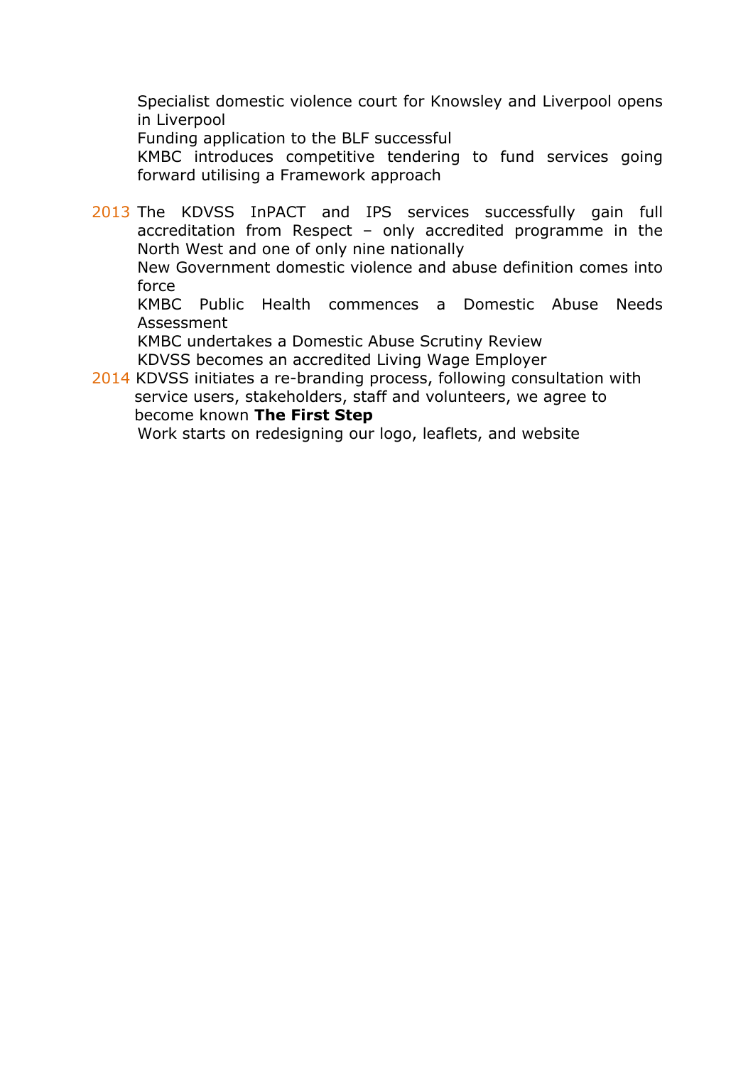Specialist domestic violence court for Knowsley and Liverpool opens in Liverpool

Funding application to the BLF successful

KMBC introduces competitive tendering to fund services going forward utilising a Framework approach

2013 The KDVSS InPACT and IPS services successfully gain full accreditation from Respect – only accredited programme in the North West and one of only nine nationally

New Government domestic violence and abuse definition comes into force

KMBC Public Health commences a Domestic Abuse Needs Assessment

KMBC undertakes a Domestic Abuse Scrutiny Review

KDVSS becomes an accredited Living Wage Employer

2014 KDVSS initiates a re-branding process, following consultation with service users, stakeholders, staff and volunteers, we agree to become known **The First Step**

Work starts on redesigning our logo, leaflets, and website